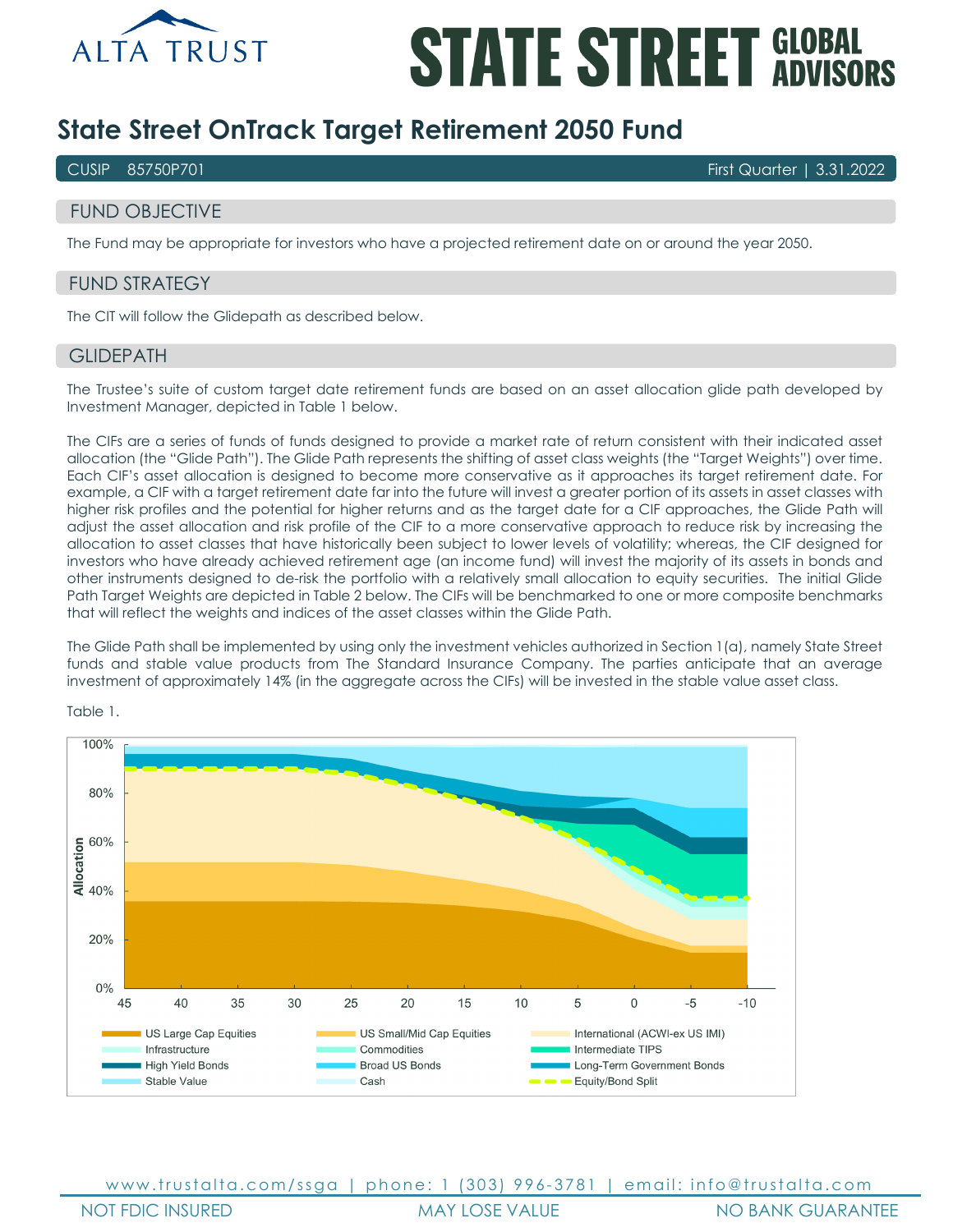ALTA TRUST

STATE STREET GLOBAL ADVISORS

# State Street OnTrack Target Retirement 2050 Fund

CUSIP 85750P701 | First Quarter | 3.31.2022

## FUND OBJECTIVE

The Fund may be appropriate for investors who have a projected retirement date on or around the year 2050.

## FUND STRATEGY

The CIT will follow the Glidepath as described below.

## GLIDEPATH

The Trustee's suite of custom target date retirement funds are based on an asset allocation glide path developed by Investment Manager, depicted in Table 1 below.

The CIFs are a series of funds of funds designed to provide a market rate of return consistent with their indicated asset allocation (the "Glide Path"). The Glide Path represents the shifting of asset class weights (the "Target Weights") over time. Each CIF's asset allocation is designed to become more conservative as it approaches its target retirement date. For example, a CIF with a target retirement date far into the future will invest a greater portion of its assets in asset classes with higher risk profiles and the potential for higher returns and as the target date for a CIF approaches, the Glide Path will adjust the asset allocation and risk profile of the CIF to a more conservative approach to reduce risk by increasing the allocation to asset classes that have historically been subject to lower levels of volatility; whereas, the CIF designed for investors who have already achieved retirement age (an income fund) will invest the majority of its assets in bonds and other instruments designed to de-risk the portfolio with a relatively small allocation to equity securities. The initial Glide Path Target Weights are depicted in Table 2 below. The CIFs will be benchmarked to one or more composite benchmarks that will reflect the weights and indices of the asset classes within the Glide Path.

The Glide Path shall be implemented by using only the investment vehicles authorized in Section 1(a), namely State Street funds and stable value products from The Standard Insurance Company. The parties anticipate that an average investment of approximately 14% (in the aggregate across the CIFs) will be invested in the stable value asset class.

Table 1.

Allocation
100%
80%
60%
40%
20%
0%
45 40 35 30 25 20 15 10 5 0 -5 -10

US Large Cap Equities
US Small/Mid Cap Equities
International (ACWI-ex US IMI)
Infrastructure
Commodities
Intermediate TIPS
High Yield Bonds
Broad US Bonds
Long-Term Government Bonds
Stable Value
Cash
Equity/Bond Split

www.trustalta.com/ssga | phone: 1 (303) 996-3781 | email: info@trustalta.com

NOT FDIC INSURED | MAY LOSE VALUE | NO BANK GUARANTEE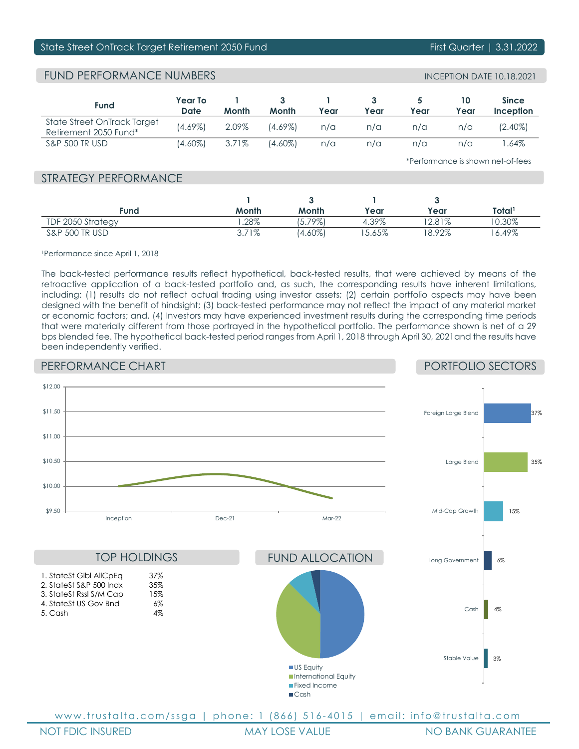State Street OnTrack Target Retirement 2050 Fund — First Quarter | 3.31.2022

## FUND PERFORMANCE NUMBERS

INCEPTION DATE 10.18.2021

| Fund | Year To Date | 1 Month | 3 Month | 1 Year | 3 Year | 5 Year | 10 Year | Since Inception |
|---|---|---|---|---|---|---|---|---|
| State Street OnTrack Target Retirement 2050 Fund* | (4.69%) | 2.09% | (4.69%) | n/a | n/a | n/a | n/a | (2.40%) |
| S&P 500 TR USD | (4.60%) | 3.71% | (4.60%) | n/a | n/a | n/a | n/a | 1.64% |

*Performance is shown net-of-fees

## STRATEGY PERFORMANCE

| Fund | 1 Month | 3 Month | 1 Year | 3 Year | Total[1] |
|---|---|---|---|---|---|
| TDF 2050 Strategy | 1.28% | (5.79%) | 4.39% | 12.81% | 10.30% |
| S&P 500 TR USD | 3.71% | (4.60%) | 15.65% | 18.92% | 16.49% |

[1]Performance since April 1, 2018

The back-tested performance results reflect hypothetical, back-tested results, that were achieved by means of the retroactive application of a back-tested portfolio and, as such, the corresponding results have inherent limitations, including: (1) results do not reflect actual trading using investor assets; (2) certain portfolio aspects may have been designed with the benefit of hindsight; (3) back-tested performance may not reflect the impact of any material market or economic factors; and, (4) Investors may have experienced investment results during the corresponding time periods that were materially different from those portrayed in the hypothetical portfolio. The performance shown is net of a 29 bps blended fee. The hypothetical back-tested period ranges from April 1, 2018 through April 30, 2021and the results have been independently verified.

## PERFORMANCE CHART

$12.00
$11.50
$11.00
$10.50
$10.00
$9.50

Inception
Dec-21
Mar-22

## PORTFOLIO SECTORS

Foreign Large Blend 37%
Large Blend 35%
Mid-Cap Growth 15%
Long Government 6%
Cash 4%
Stable Value 3%

## TOP HOLDINGS

| | |
|---|---|
| 1. StateSt Glbl AllCpEq | 37% |
| 2. StateSt S&P 500 Indx | 35% |
| 3. StateSt Rssl S/M Cap | 15% |
| 4. StateSt US Gov Bnd | 6% |
| 5. Cash | 4% |

## FUND ALLOCATION

US Equity
International Equity
Fixed Income
Cash

www.trustalta.com/ssga | phone: 1 (866) 516-4015 | email: info@trustalta.com

NOT FDIC INSURED | MAY LOSE VALUE | NO BANK GUARANTEE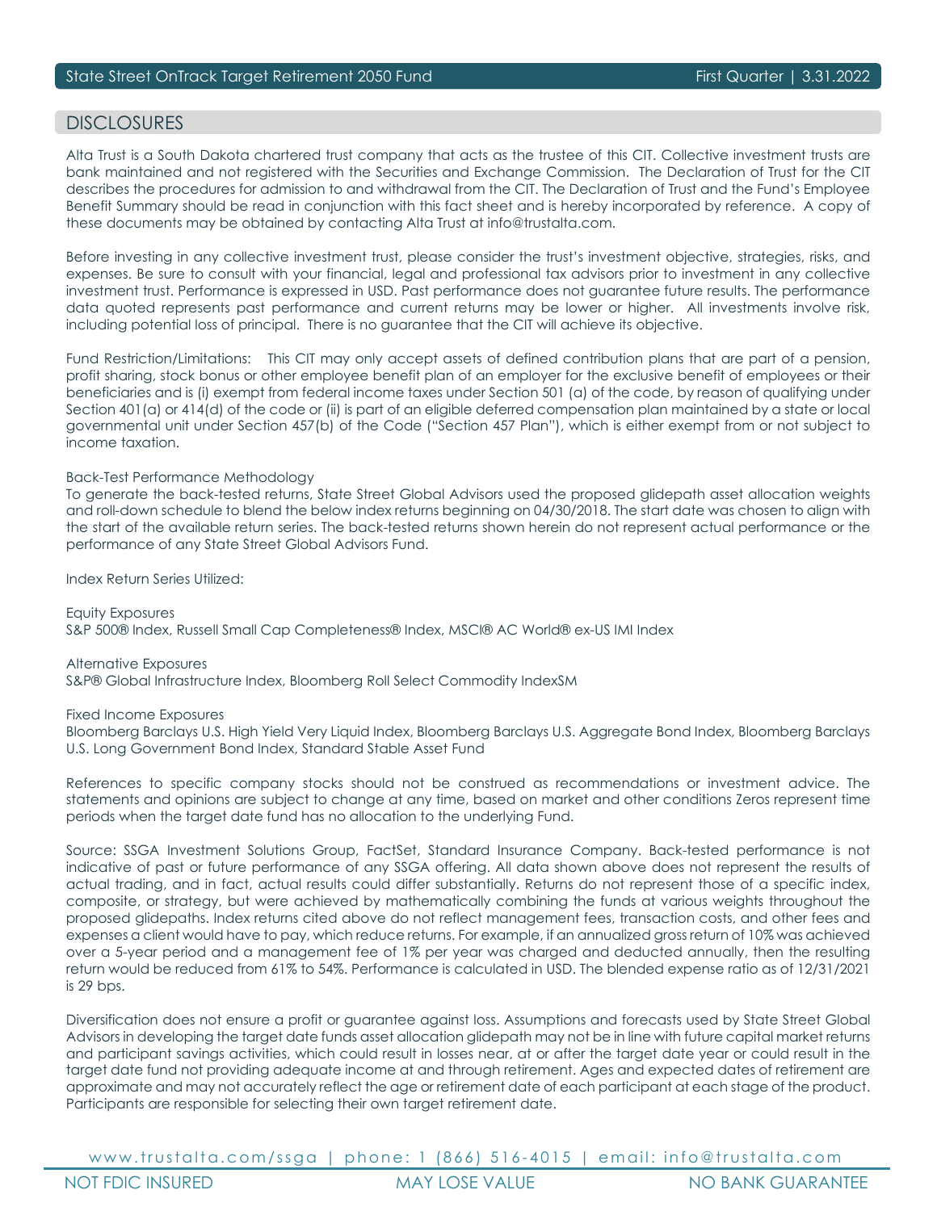## DISCLOSURES

Alta Trust is a South Dakota chartered trust company that acts as the trustee of this CIT. Collective investment trusts are bank maintained and not registered with the Securities and Exchange Commission. The Declaration of Trust for the CIT describes the procedures for admission to and withdrawal from the CIT. The Declaration of Trust and the Fund's Employee Benefit Summary should be read in conjunction with this fact sheet and is hereby incorporated by reference. A copy of these documents may be obtained by contacting Alta Trust at info@trustalta.com.

Before investing in any collective investment trust, please consider the trust's investment objective, strategies, risks, and expenses. Be sure to consult with your financial, legal and professional tax advisors prior to investment in any collective investment trust. Performance is expressed in USD. Past performance does not guarantee future results. The performance data quoted represents past performance and current returns may be lower or higher. All investments involve risk, including potential loss of principal. There is no guarantee that the CIT will achieve its objective.

Fund Restriction/Limitations: This CIT may only accept assets of defined contribution plans that are part of a pension, profit sharing, stock bonus or other employee benefit plan of an employer for the exclusive benefit of employees or their beneficiaries and is (i) exempt from federal income taxes under Section 501 (a) of the code, by reason of qualifying under Section 401(a) or 414(d) of the code or (ii) is part of an eligible deferred compensation plan maintained by a state or local governmental unit under Section 457(b) of the Code ("Section 457 Plan"), which is either exempt from or not subject to income taxation.

Back-Test Performance Methodology

To generate the back-tested returns, State Street Global Advisors used the proposed glidepath asset allocation weights and roll-down schedule to blend the below index returns beginning on 04/30/2018. The start date was chosen to align with the start of the available return series. The back-tested returns shown herein do not represent actual performance or the performance of any State Street Global Advisors Fund.

Index Return Series Utilized:

Equity Exposures

S&P 500® Index, Russell Small Cap Completeness® Index, MSCI® AC World® ex-US IMI Index

Alternative Exposures

S&P® Global Infrastructure Index, Bloomberg Roll Select Commodity IndexSM

Fixed Income Exposures

Bloomberg Barclays U.S. High Yield Very Liquid Index, Bloomberg Barclays U.S. Aggregate Bond Index, Bloomberg Barclays U.S. Long Government Bond Index, Standard Stable Asset Fund

References to specific company stocks should not be construed as recommendations or investment advice. The statements and opinions are subject to change at any time, based on market and other conditions Zeros represent time periods when the target date fund has no allocation to the underlying Fund.

Source: SSGA Investment Solutions Group, FactSet, Standard Insurance Company. Back-tested performance is not indicative of past or future performance of any SSGA offering. All data shown above does not represent the results of actual trading, and in fact, actual results could differ substantially. Returns do not represent those of a specific index, composite, or strategy, but were achieved by mathematically combining the funds at various weights throughout the proposed glidepaths. Index returns cited above do not reflect management fees, transaction costs, and other fees and expenses a client would have to pay, which reduce returns. For example, if an annualized gross return of 10% was achieved over a 5-year period and a management fee of 1% per year was charged and deducted annually, then the resulting return would be reduced from 61% to 54%. Performance is calculated in USD. The blended expense ratio as of 12/31/2021 is 29 bps.

Diversification does not ensure a profit or guarantee against loss. Assumptions and forecasts used by State Street Global Advisors in developing the target date funds asset allocation glidepath may not be in line with future capital market returns and participant savings activities, which could result in losses near, at or after the target date year or could result in the target date fund not providing adequate income at and through retirement. Ages and expected dates of retirement are approximate and may not accurately reflect the age or retirement date of each participant at each stage of the product. Participants are responsible for selecting their own target retirement date.

www.trustalta.com/ssga | phone: 1 (866) 516-4015 | email: info@trustalta.com

NOT FDIC INSURED MAY LOSE VALUE NO BANK GUARANTEE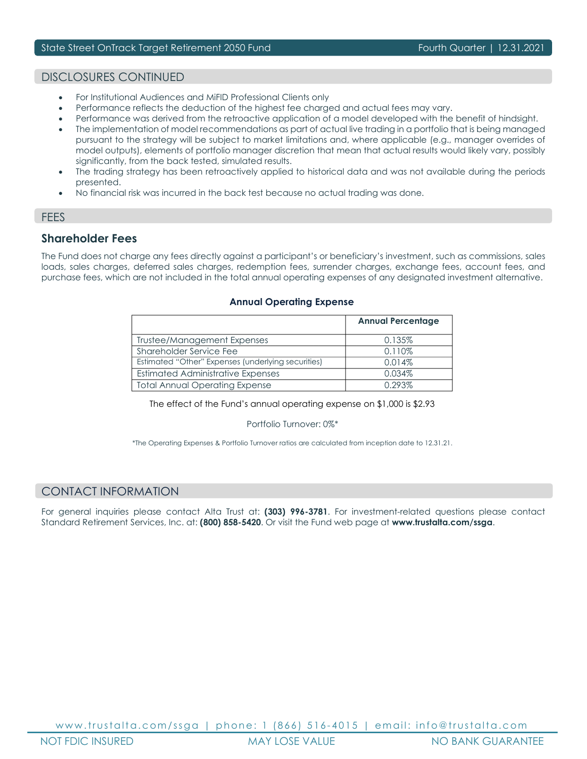## DISCLOSURES CONTINUED

- For Institutional Audiences and MiFID Professional Clients only
- Performance reflects the deduction of the highest fee charged and actual fees may vary.
- Performance was derived from the retroactive application of a model developed with the benefit of hindsight.
- The implementation of model recommendations as part of actual live trading in a portfolio that is being managed pursuant to the strategy will be subject to market limitations and, where applicable (e.g., manager overrides of model outputs), elements of portfolio manager discretion that mean that actual results would likely vary, possibly significantly, from the back tested, simulated results.
- The trading strategy has been retroactively applied to historical data and was not available during the periods presented.
- No financial risk was incurred in the back test because no actual trading was done.

## FEES

### Shareholder Fees

The Fund does not charge any fees directly against a participant's or beneficiary's investment, such as commissions, sales loads, sales charges, deferred sales charges, redemption fees, surrender charges, exchange fees, account fees, and purchase fees, which are not included in the total annual operating expenses of any designated investment alternative.

**Annual Operating Expense**

| | Annual Percentage |
|---|---|
| Trustee/Management Expenses | 0.135% |
| Shareholder Service Fee | 0.110% |
| Estimated "Other" Expenses (underlying securities) | 0.014% |
| Estimated Administrative Expenses | 0.034% |
| Total Annual Operating Expense | 0.293% |

The effect of the Fund's annual operating expense on $1,000 is $2.93

Portfolio Turnover: 0%*

*The Operating Expenses & Portfolio Turnover ratios are calculated from inception date to 12.31.21.

## CONTACT INFORMATION

For general inquiries please contact Alta Trust at: **(303) 996-3781**. For investment-related questions please contact Standard Retirement Services, Inc. at: **(800) 858-5420**. Or visit the Fund web page at **www.trustalta.com/ssga**.

www.trustalta.com/ssga | phone: 1 (866) 516-4015 | email: info@trustalta.com

NOT FDIC INSURED | MAY LOSE VALUE | NO BANK GUARANTEE